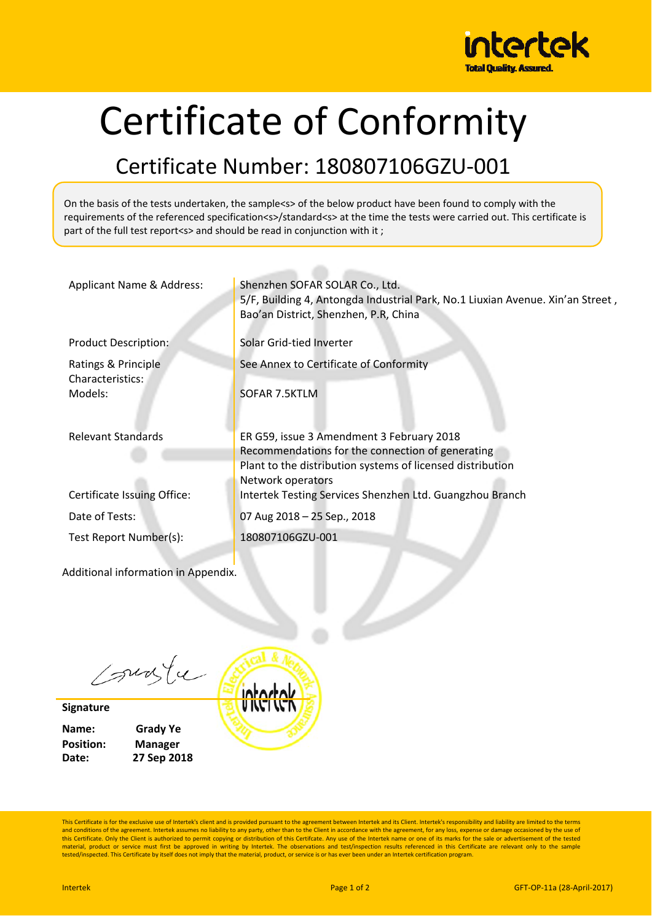# Certificate of Conformity

## Certificate Number: 180807106GZU-001

On the basis of the tests undertaken, the sample<s> of the below product have been found to comply with the requirements of the referenced specification<s>/standard<s> at the time the tests were carried out. This certificate is part of the full test report<s> and should be read in conjunction with it ;

| | |
|---|---|
| Applicant Name & Address: | Shenzhen SOFAR SOLAR Co., Ltd.<br>5/F, Building 4, Antongda Industrial Park, No.1 Liuxian Avenue. Xin'an Street , Bao'an District, Shenzhen, P.R, China |
| Product Description: | Solar Grid-tied Inverter |
| Ratings & Principle Characteristics: | See Annex to Certificate of Conformity |
| Models: | SOFAR 7.5KTLM |
| Relevant Standards | ER G59, issue 3 Amendment 3 February 2018<br>Recommendations for the connection of generating Plant to the distribution systems of licensed distribution Network operators |
| Certificate Issuing Office: | Intertek Testing Services Shenzhen Ltd. Guangzhou Branch |
| Date of Tests: | 07 Aug 2018 – 25 Sep., 2018 |
| Test Report Number(s): | 180807106GZU-001 |

Additional information in Appendix.

**Signature**

**Name:** **Grady Ye**
**Position:** **Manager**
**Date:** **27 Sep 2018**

This Certificate is for the exclusive use of Intertek's client and is provided pursuant to the agreement between Intertek and its Client. Intertek's responsibility and liability are limited to the terms and conditions of the agreement. Intertek assumes no liability to any party, other than to the Client in accordance with the agreement, for any loss, expense or damage occasioned by the use of this Certificate. Only the Client is authorized to permit copying or distribution of this Certificate. Any use of the Intertek name or one of its marks for the sale or advertisement of the tested material, product or service must first be approved in writing by Intertek. The observations and test/inspection results referenced in this Certificate are relevant only to the sample tested/inspected. This Certificate by itself does not imply that the material, product, or service is or has ever been under an Intertek certification program.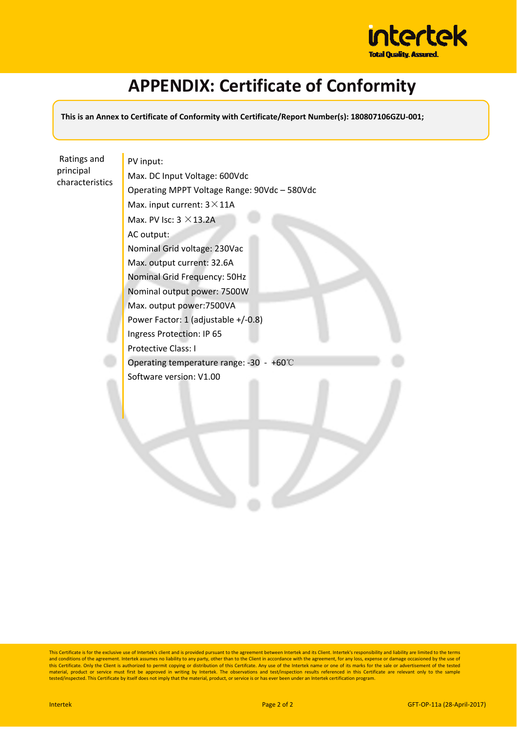# APPENDIX: Certificate of Conformity

**This is an Annex to Certificate of Conformity with Certificate/Report Number(s): 180807106GZU-001;**

| | |
|---|---|
| Ratings and principal characteristics | PV input:<br>Max. DC Input Voltage: 600Vdc<br>Operating MPPT Voltage Range: 90Vdc – 580Vdc<br>Max. input current: 3×11A<br>Max. PV Isc: 3 ×13.2A<br>AC output:<br>Nominal Grid voltage: 230Vac<br>Max. output current: 32.6A<br>Nominal Grid Frequency: 50Hz<br>Nominal output power: 7500W<br>Max. output power:7500VA<br>Power Factor: 1 (adjustable +/-0.8)<br>Ingress Protection: IP 65<br>Protective Class: I<br>Operating temperature range: -30 - +60℃<br>Software version: V1.00 |

This Certificate is for the exclusive use of Intertek's client and is provided pursuant to the agreement between Intertek and its Client. Intertek's responsibility and liability are limited to the terms and conditions of the agreement. Intertek assumes no liability to any party, other than to the Client in accordance with the agreement, for any loss, expense or damage occasioned by the use of this Certificate. Only the Client is authorized to permit copying or distribution of this Certifcate. Any use of the Intertek name or one of its marks for the sale or advertisement of the tested material, product or service must first be approved in writing by Intertek. The observations and test/inspection results referenced in this Certificate are relevant only to the sample tested/inspected. This Certificate by itself does not imply that the material, product, or service is or has ever been under an Intertek certification program.

Intertek

GFT-OP-11a (28-April-2017)